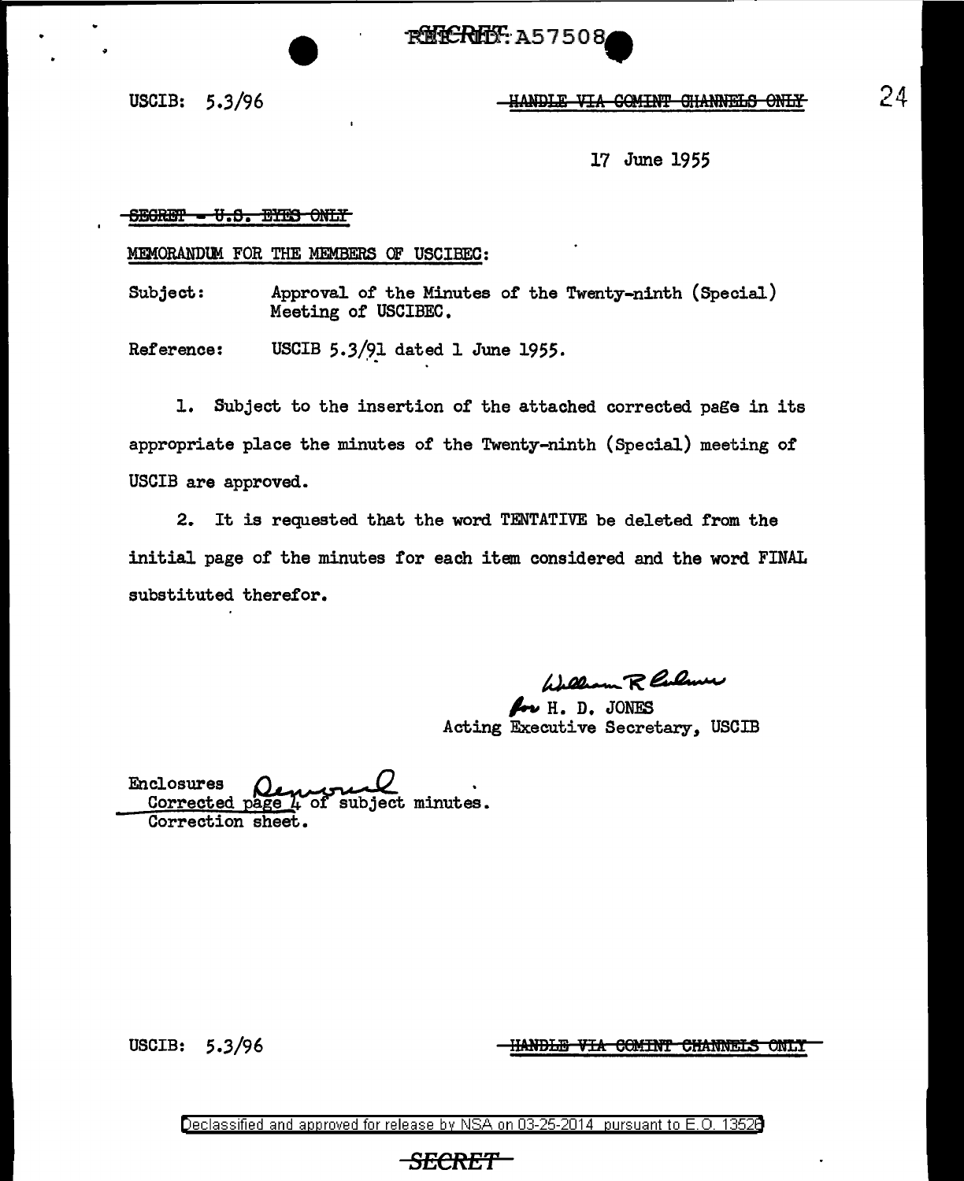SECRET: A57508

USCIB: 5.3/96

~~HANDLE VIA COMINT CHANNELS ONLY~~

17 June 1955

~~SECRET - U.S. EYES ONLY~~

MEMORANDUM FOR THE MEMBERS OF USCIBEC:

Subject: Approval of the Minutes of the Twenty-ninth (Special) Meeting of USCIBEC.

Reference: USCIB 5.3/91 dated 1 June 1955.

1. Subject to the insertion of the attached corrected page in its appropriate place the minutes of the Twenty-ninth (Special) meeting of USCIB are approved.

2. It is requested that the word TENTATIVE be deleted from the initial page of the minutes for each item considered and the word FINAL substituted therefor.

William R Culmer
for H. D. JONES
Acting Executive Secretary, USCIB

Enclosures Removed
Corrected page 4 of subject minutes.
Correction sheet.

USCIB: 5.3/96

~~HANDLE VIA COMINT CHANNELS ONLY~~

Declassified and approved for release by NSA on 03-25-2014 pursuant to E.O. 13526

~~SECRET~~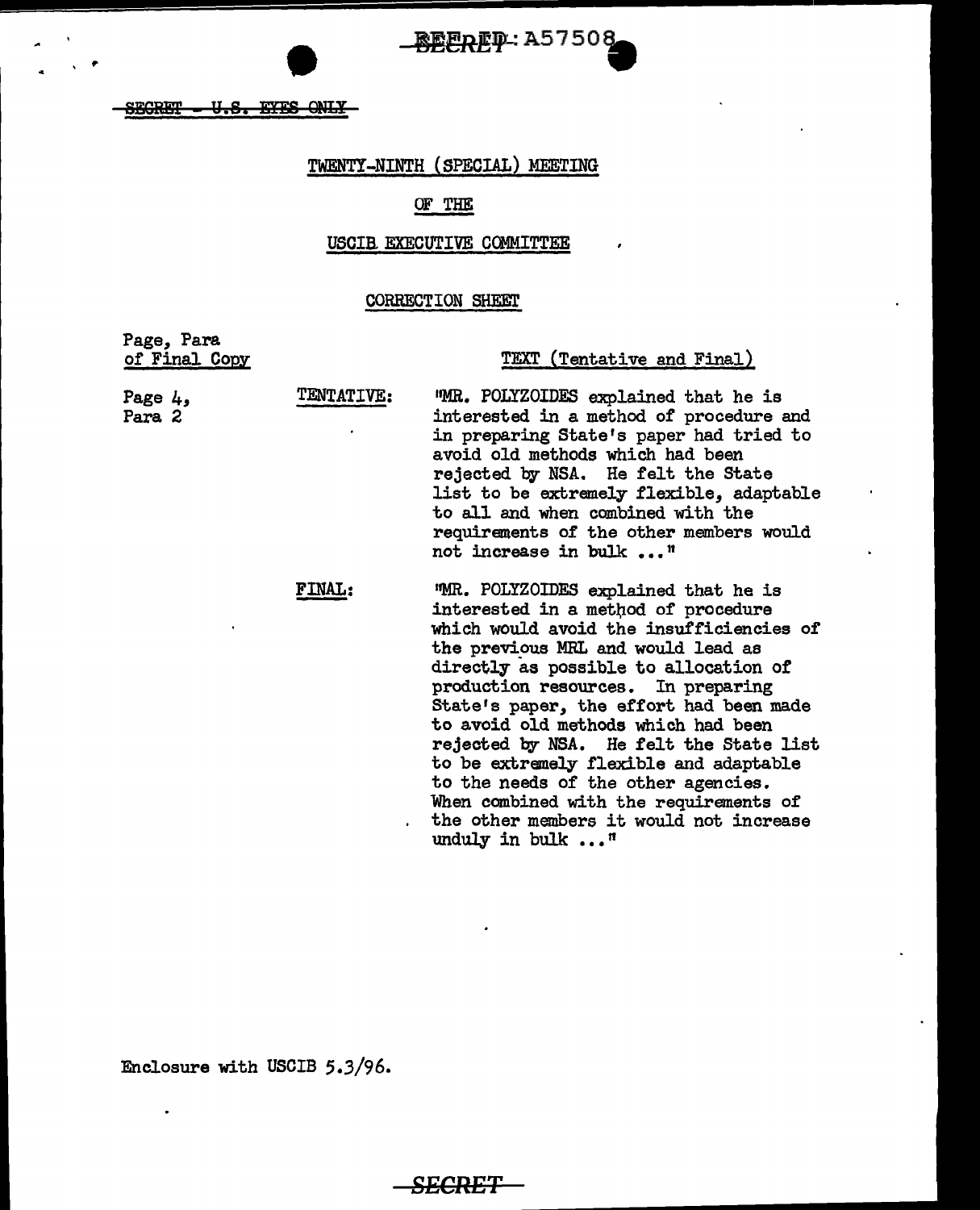REF ID: A57508
SECRET

~~SECRET - U.S. EYES ONLY~~

TWENTY-NINTH (SPECIAL) MEETING

OF THE

USCIB EXECUTIVE COMMITTEE

CORRECTION SHEET

| Page, Para of Final Copy | | TEXT (Tentative and Final) |
|---|---|---|
| Page 4, Para 2 | TENTATIVE: | "MR. POLYZOIDES explained that he is interested in a method of procedure and in preparing State's paper had tried to avoid old methods which had been rejected by NSA. He felt the State list to be extremely flexible, adaptable to all and when combined with the requirements of the other members would not increase in bulk ..." |
| | FINAL: | "MR. POLYZOIDES explained that he is interested in a method of procedure which would avoid the insufficiencies of the previous MRL and would lead as directly as possible to allocation of production resources. In preparing State's paper, the effort had been made to avoid old methods which had been rejected by NSA. He felt the State list to be extremely flexible and adaptable to the needs of the other agencies. When combined with the requirements of the other members it would not increase unduly in bulk ..." |

Enclosure with USCIB 5.3/96.

SECRET